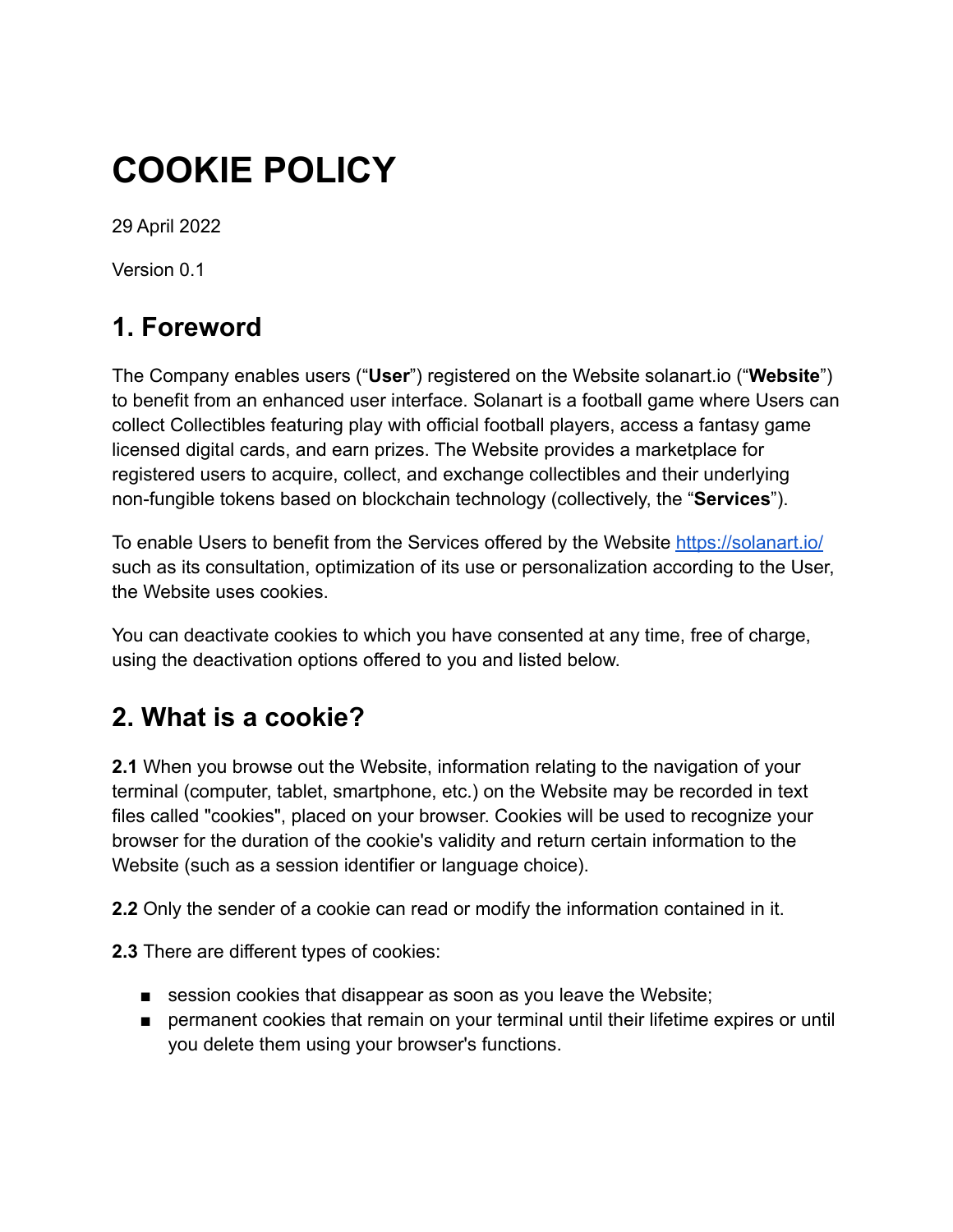# COOKIE POLICY

29 April 2022

Version 0.1

## 1. Foreword

The Company enables users ("**User**") registered on the Website solanart.io ("**Website**") to benefit from an enhanced user interface. Solanart is a football game where Users can collect Collectibles featuring play with official football players, access a fantasy game licensed digital cards, and earn prizes. The Website provides a marketplace for registered users to acquire, collect, and exchange collectibles and their underlying non-fungible tokens based on blockchain technology (collectively, the "**Services**").

To enable Users to benefit from the Services offered by the Website [https://solanart.io/](https://solanart.io/) such as its consultation, optimization of its use or personalization according to the User, the Website uses cookies.

You can deactivate cookies to which you have consented at any time, free of charge, using the deactivation options offered to you and listed below.

## 2. What is a cookie?

**2.1** When you browse out the Website, information relating to the navigation of your terminal (computer, tablet, smartphone, etc.) on the Website may be recorded in text files called "cookies", placed on your browser. Cookies will be used to recognize your browser for the duration of the cookie's validity and return certain information to the Website (such as a session identifier or language choice).

**2.2** Only the sender of a cookie can read or modify the information contained in it.

**2.3** There are different types of cookies:

- session cookies that disappear as soon as you leave the Website;
- permanent cookies that remain on your terminal until their lifetime expires or until you delete them using your browser's functions.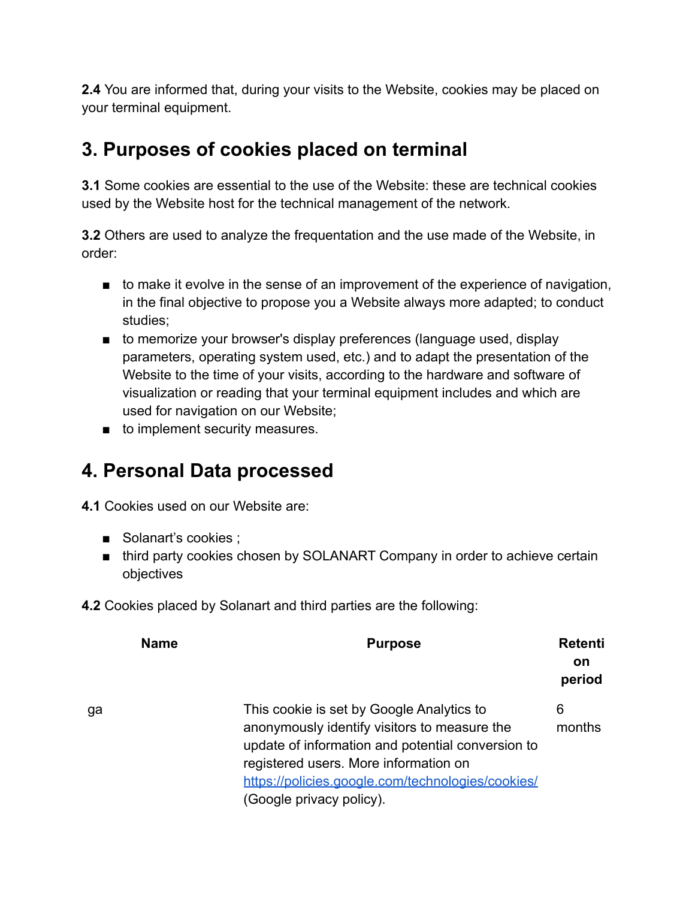**2.4** You are informed that, during your visits to the Website, cookies may be placed on your terminal equipment.

## 3. Purposes of cookies placed on terminal

**3.1** Some cookies are essential to the use of the Website: these are technical cookies used by the Website host for the technical management of the network.

**3.2** Others are used to analyze the frequentation and the use made of the Website, in order:

- to make it evolve in the sense of an improvement of the experience of navigation, in the final objective to propose you a Website always more adapted; to conduct studies;
- to memorize your browser's display preferences (language used, display parameters, operating system used, etc.) and to adapt the presentation of the Website to the time of your visits, according to the hardware and software of visualization or reading that your terminal equipment includes and which are used for navigation on our Website;
- to implement security measures.

## 4. Personal Data processed

**4.1** Cookies used on our Website are:

- Solanart's cookies ;
- third party cookies chosen by SOLANART Company in order to achieve certain objectives

**4.2** Cookies placed by Solanart and third parties are the following:

| Name | Purpose | Retention period |
|---|---|---|
| ga | This cookie is set by Google Analytics to anonymously identify visitors to measure the update of information and potential conversion to registered users. More information on [https://policies.google.com/technologies/cookies/](https://policies.google.com/technologies/cookies/) (Google privacy policy). | 6 months |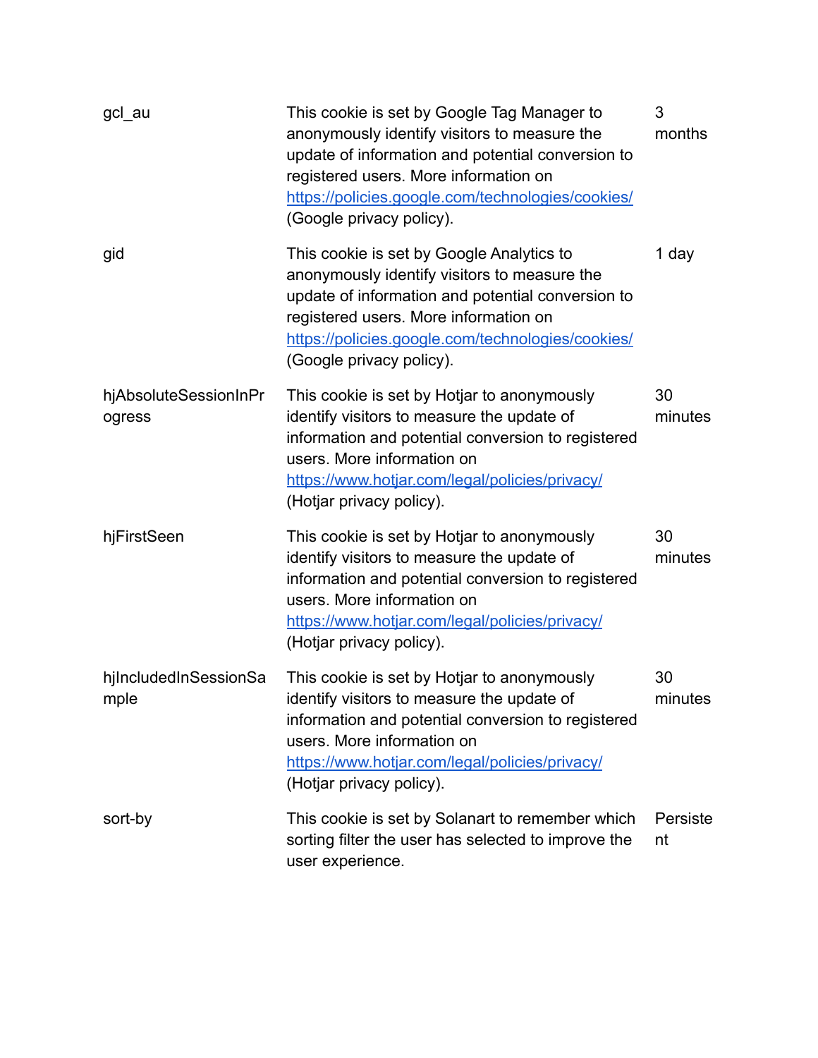| | | |
|---|---|---|
| gcl_au | This cookie is set by Google Tag Manager to anonymously identify visitors to measure the update of information and potential conversion to registered users. More information on [https://policies.google.com/technologies/cookies/](https://policies.google.com/technologies/cookies/) (Google privacy policy). | 3 months |
| gid | This cookie is set by Google Analytics to anonymously identify visitors to measure the update of information and potential conversion to registered users. More information on [https://policies.google.com/technologies/cookies/](https://policies.google.com/technologies/cookies/) (Google privacy policy). | 1 day |
| hjAbsoluteSessionInProgress | This cookie is set by Hotjar to anonymously identify visitors to measure the update of information and potential conversion to registered users. More information on [https://www.hotjar.com/legal/policies/privacy/](https://www.hotjar.com/legal/policies/privacy/) (Hotjar privacy policy). | 30 minutes |
| hjFirstSeen | This cookie is set by Hotjar to anonymously identify visitors to measure the update of information and potential conversion to registered users. More information on [https://www.hotjar.com/legal/policies/privacy/](https://www.hotjar.com/legal/policies/privacy/) (Hotjar privacy policy). | 30 minutes |
| hjIncludedInSessionSample | This cookie is set by Hotjar to anonymously identify visitors to measure the update of information and potential conversion to registered users. More information on [https://www.hotjar.com/legal/policies/privacy/](https://www.hotjar.com/legal/policies/privacy/) (Hotjar privacy policy). | 30 minutes |
| sort-by | This cookie is set by Solanart to remember which sorting filter the user has selected to improve the user experience. | Persistent |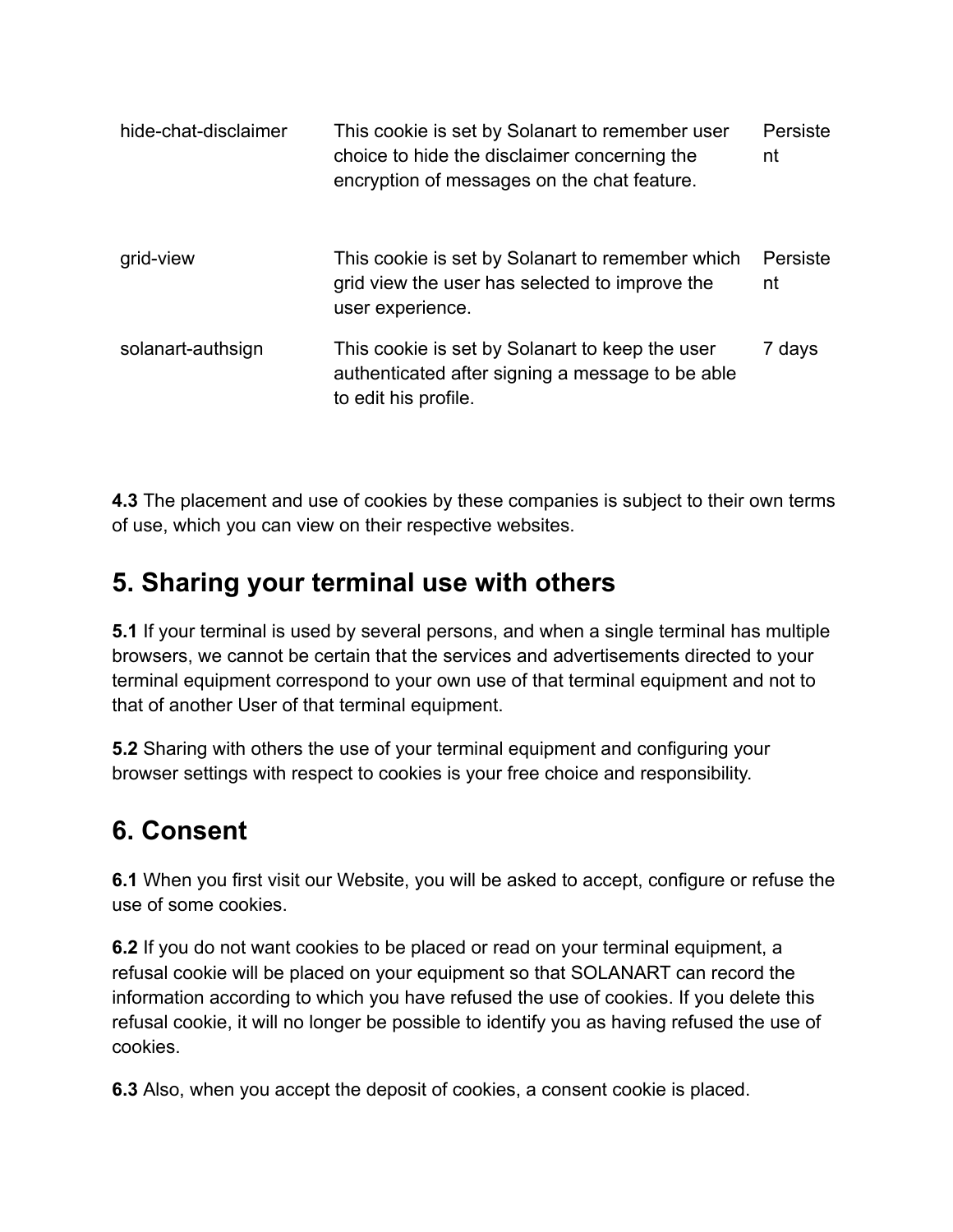| | | |
|---|---|---|
| hide-chat-disclaimer | This cookie is set by Solanart to remember user choice to hide the disclaimer concerning the encryption of messages on the chat feature. | Persistent |
| grid-view | This cookie is set by Solanart to remember which grid view the user has selected to improve the user experience. | Persistent |
| solanart-authsign | This cookie is set by Solanart to keep the user authenticated after signing a message to be able to edit his profile. | 7 days |

**4.3** The placement and use of cookies by these companies is subject to their own terms of use, which you can view on their respective websites.

## 5. Sharing your terminal use with others

**5.1** If your terminal is used by several persons, and when a single terminal has multiple browsers, we cannot be certain that the services and advertisements directed to your terminal equipment correspond to your own use of that terminal equipment and not to that of another User of that terminal equipment.

**5.2** Sharing with others the use of your terminal equipment and configuring your browser settings with respect to cookies is your free choice and responsibility.

## 6. Consent

**6.1** When you first visit our Website, you will be asked to accept, configure or refuse the use of some cookies.

**6.2** If you do not want cookies to be placed or read on your terminal equipment, a refusal cookie will be placed on your equipment so that SOLANART can record the information according to which you have refused the use of cookies. If you delete this refusal cookie, it will no longer be possible to identify you as having refused the use of cookies.

**6.3** Also, when you accept the deposit of cookies, a consent cookie is placed.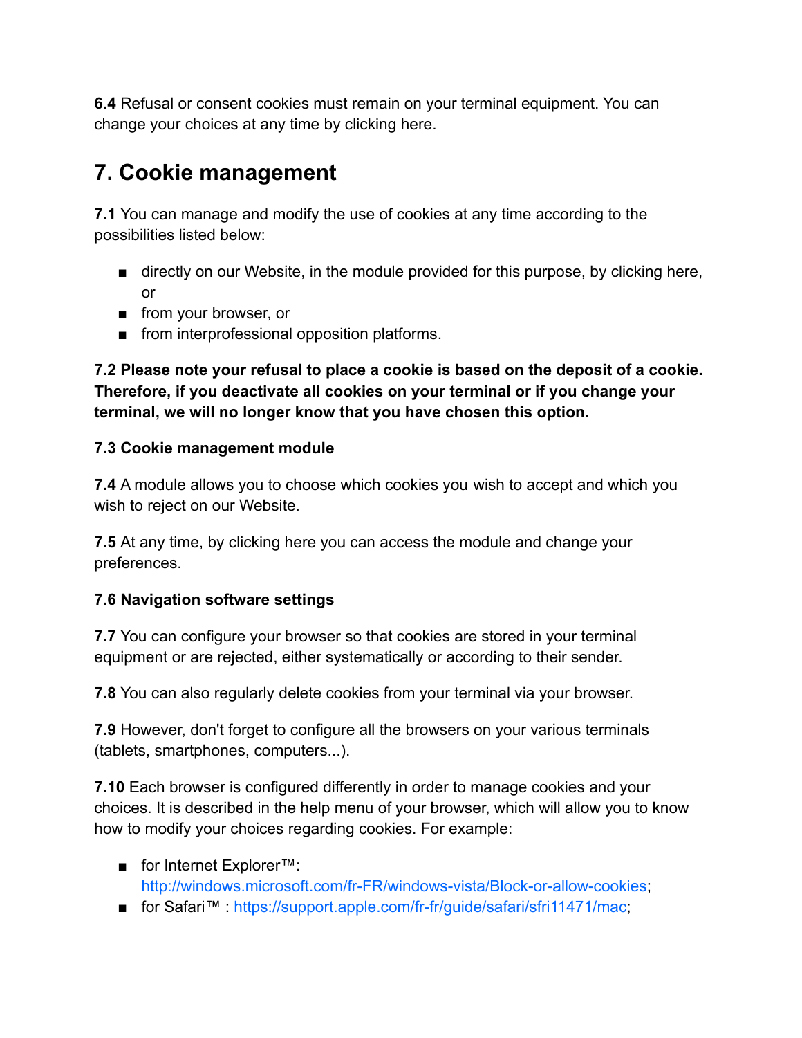**6.4** Refusal or consent cookies must remain on your terminal equipment. You can change your choices at any time by clicking here.

## 7. Cookie management

**7.1** You can manage and modify the use of cookies at any time according to the possibilities listed below:

- directly on our Website, in the module provided for this purpose, by clicking here, or
- from your browser, or
- from interprofessional opposition platforms.

**7.2 Please note your refusal to place a cookie is based on the deposit of a cookie. Therefore, if you deactivate all cookies on your terminal or if you change your terminal, we will no longer know that you have chosen this option.**

**7.3 Cookie management module**

**7.4** A module allows you to choose which cookies you wish to accept and which you wish to reject on our Website.

**7.5** At any time, by clicking here you can access the module and change your preferences.

**7.6 Navigation software settings**

**7.7** You can configure your browser so that cookies are stored in your terminal equipment or are rejected, either systematically or according to their sender.

**7.8** You can also regularly delete cookies from your terminal via your browser.

**7.9** However, don't forget to configure all the browsers on your various terminals (tablets, smartphones, computers...).

**7.10** Each browser is configured differently in order to manage cookies and your choices. It is described in the help menu of your browser, which will allow you to know how to modify your choices regarding cookies. For example:

- for Internet Explorer™: http://windows.microsoft.com/fr-FR/windows-vista/Block-or-allow-cookies;
- for Safari™ : https://support.apple.com/fr-fr/guide/safari/sfri11471/mac;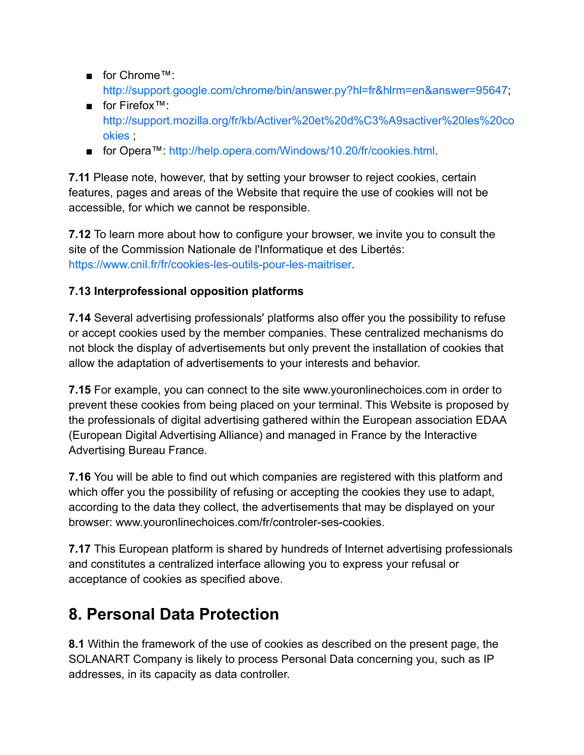- for Chrome™: http://support.google.com/chrome/bin/answer.py?hl=fr&hlrm=en&answer=95647;
- for Firefox™: http://support.mozilla.org/fr/kb/Activer%20et%20d%C3%A9sactiver%20les%20cookies ;
- for Opera™: http://help.opera.com/Windows/10.20/fr/cookies.html.

**7.11** Please note, however, that by setting your browser to reject cookies, certain features, pages and areas of the Website that require the use of cookies will not be accessible, for which we cannot be responsible.

**7.12** To learn more about how to configure your browser, we invite you to consult the site of the Commission Nationale de l'Informatique et des Libertés: https://www.cnil.fr/fr/cookies-les-outils-pour-les-maitriser.

**7.13 Interprofessional opposition platforms**

**7.14** Several advertising professionals' platforms also offer you the possibility to refuse or accept cookies used by the member companies. These centralized mechanisms do not block the display of advertisements but only prevent the installation of cookies that allow the adaptation of advertisements to your interests and behavior.

**7.15** For example, you can connect to the site www.youronlinechoices.com in order to prevent these cookies from being placed on your terminal. This Website is proposed by the professionals of digital advertising gathered within the European association EDAA (European Digital Advertising Alliance) and managed in France by the Interactive Advertising Bureau France.

**7.16** You will be able to find out which companies are registered with this platform and which offer you the possibility of refusing or accepting the cookies they use to adapt, according to the data they collect, the advertisements that may be displayed on your browser: www.youronlinechoices.com/fr/controler-ses-cookies.

**7.17** This European platform is shared by hundreds of Internet advertising professionals and constitutes a centralized interface allowing you to express your refusal or acceptance of cookies as specified above.

## 8. Personal Data Protection

**8.1** Within the framework of the use of cookies as described on the present page, the SOLANART Company is likely to process Personal Data concerning you, such as IP addresses, in its capacity as data controller.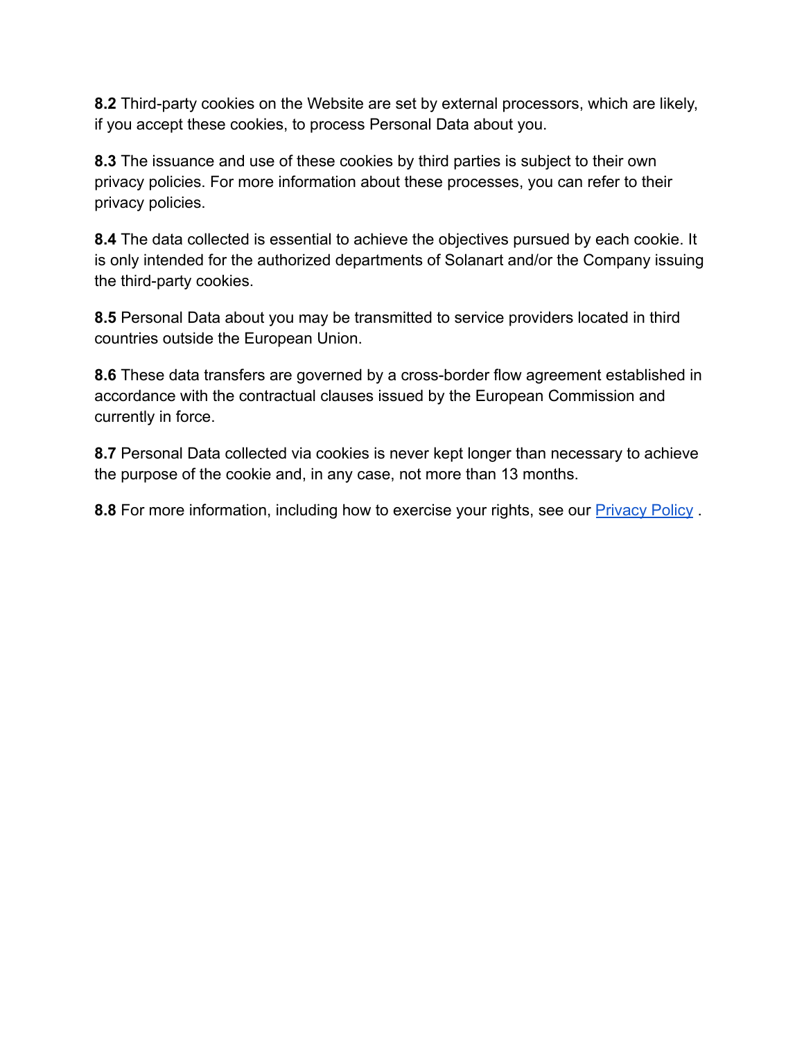**8.2** Third-party cookies on the Website are set by external processors, which are likely, if you accept these cookies, to process Personal Data about you.

**8.3** The issuance and use of these cookies by third parties is subject to their own privacy policies. For more information about these processes, you can refer to their privacy policies.

**8.4** The data collected is essential to achieve the objectives pursued by each cookie. It is only intended for the authorized departments of Solanart and/or the Company issuing the third-party cookies.

**8.5** Personal Data about you may be transmitted to service providers located in third countries outside the European Union.

**8.6** These data transfers are governed by a cross-border flow agreement established in accordance with the contractual clauses issued by the European Commission and currently in force.

**8.7** Personal Data collected via cookies is never kept longer than necessary to achieve the purpose of the cookie and, in any case, not more than 13 months.

**8.8** For more information, including how to exercise your rights, see our Privacy Policy .